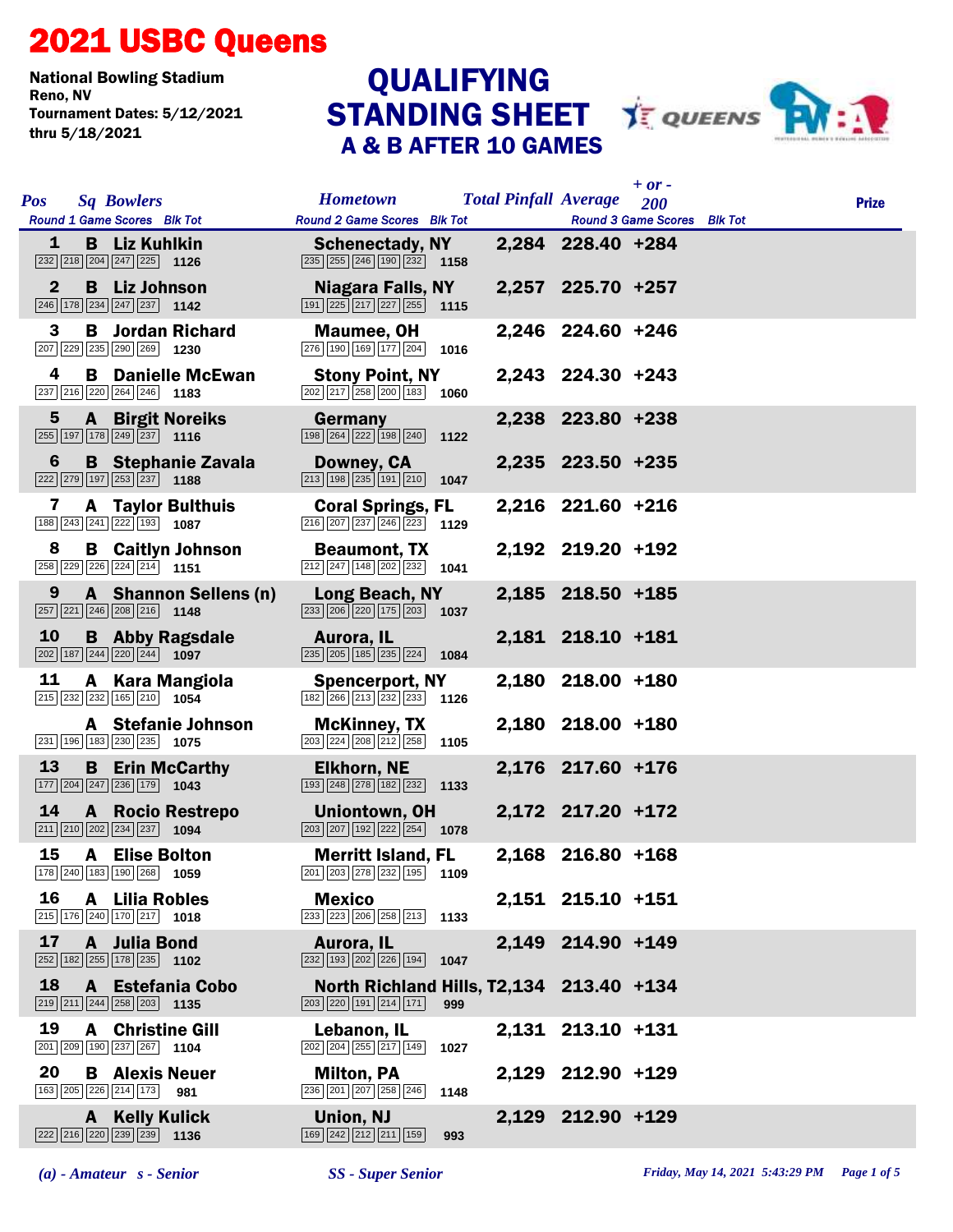# 2021 USBC Queens

National Bowling Stadium
Reno, NV
Tournament Dates: 5/12/2021 thru 5/18/2021

## QUALIFYING STANDING SHEET
### A & B AFTER 10 GAMES

| Pos | Sq | Bowlers | Round 1 Game Scores | Blk Tot | Hometown | Round 2 Game Scores | Blk Tot | Total Pinfall | Average | + or - 200 | Round 3 Game Scores | Blk Tot | Prize |
|---|---|---|---|---|---|---|---|---|---|---|---|---|---|
| 1 | B | Liz Kuhlkin | 232 218 204 247 225 | 1126 | Schenectady, NY | 235 255 246 190 232 | 1158 | 2,284 | 228.40 | +284 | | | |
| 2 | B | Liz Johnson | 246 178 234 247 237 | 1142 | Niagara Falls, NY | 191 225 217 227 255 | 1115 | 2,257 | 225.70 | +257 | | | |
| 3 | B | Jordan Richard | 207 229 235 290 269 | 1230 | Maumee, OH | 276 190 169 177 204 | 1016 | 2,246 | 224.60 | +246 | | | |
| 4 | B | Danielle McEwan | 237 216 220 264 246 | 1183 | Stony Point, NY | 202 217 258 200 183 | 1060 | 2,243 | 224.30 | +243 | | | |
| 5 | A | Birgit Noreiks | 255 197 178 249 237 | 1116 | Germany | 198 264 222 198 240 | 1122 | 2,238 | 223.80 | +238 | | | |
| 6 | B | Stephanie Zavala | 222 279 197 253 237 | 1188 | Downey, CA | 213 198 235 191 210 | 1047 | 2,235 | 223.50 | +235 | | | |
| 7 | A | Taylor Bulthuis | 188 243 241 222 193 | 1087 | Coral Springs, FL | 216 207 237 246 223 | 1129 | 2,216 | 221.60 | +216 | | | |
| 8 | B | Caitlyn Johnson | 258 229 226 224 214 | 1151 | Beaumont, TX | 212 247 148 202 232 | 1041 | 2,192 | 219.20 | +192 | | | |
| 9 | A | Shannon Sellens (n) | 257 221 246 208 216 | 1148 | Long Beach, NY | 233 206 220 175 203 | 1037 | 2,185 | 218.50 | +185 | | | |
| 10 | B | Abby Ragsdale | 202 187 244 220 244 | 1097 | Aurora, IL | 235 205 185 235 224 | 1084 | 2,181 | 218.10 | +181 | | | |
| 11 | A | Kara Mangiola | 215 232 232 165 210 | 1054 | Spencerport, NY | 182 266 213 232 233 | 1126 | 2,180 | 218.00 | +180 | | | |
| | A | Stefanie Johnson | 231 196 183 230 235 | 1075 | McKinney, TX | 203 224 208 212 258 | 1105 | 2,180 | 218.00 | +180 | | | |
| 13 | B | Erin McCarthy | 177 204 247 236 179 | 1043 | Elkhorn, NE | 193 248 278 182 232 | 1133 | 2,176 | 217.60 | +176 | | | |
| 14 | A | Rocio Restrepo | 211 210 202 234 237 | 1094 | Uniontown, OH | 203 207 192 222 254 | 1078 | 2,172 | 217.20 | +172 | | | |
| 15 | A | Elise Bolton | 178 240 183 190 268 | 1059 | Merritt Island, FL | 201 203 278 232 195 | 1109 | 2,168 | 216.80 | +168 | | | |
| 16 | A | Lilia Robles | 215 176 240 170 217 | 1018 | Mexico | 233 223 206 258 213 | 1133 | 2,151 | 215.10 | +151 | | | |
| 17 | A | Julia Bond | 252 182 255 178 235 | 1102 | Aurora, IL | 232 193 202 226 194 | 1047 | 2,149 | 214.90 | +149 | | | |
| 18 | A | Estefania Cobo | 219 211 244 258 203 | 1135 | North Richland Hills, T | 203 220 191 214 171 | 999 | 2,134 | 213.40 | +134 | | | |
| 19 | A | Christine Gill | 201 209 190 237 267 | 1104 | Lebanon, IL | 202 204 255 217 149 | 1027 | 2,131 | 213.10 | +131 | | | |
| 20 | B | Alexis Neuer | 163 205 226 214 173 | 981 | Milton, PA | 236 201 207 258 246 | 1148 | 2,129 | 212.90 | +129 | | | |
| | A | Kelly Kulick | 222 216 220 239 239 | 1136 | Union, NJ | 169 242 212 211 159 | 993 | 2,129 | 212.90 | +129 | | | |

*(a) - Amateur s - Senior* *SS - Super Senior*

*Friday, May 14, 2021 5:43:29 PM*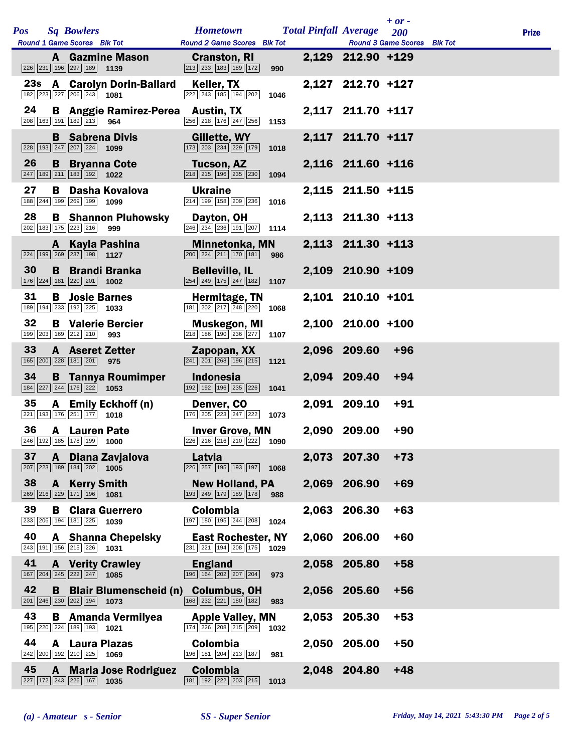| Pos | Sq | Bowlers | Round 1 Game Scores | Blk Tot | Hometown | Round 2 Game Scores | Blk Tot | Total Pinfall | Average | + or - 200 | Round 3 Game Scores | Blk Tot | Prize |
|---|---|---|---|---|---|---|---|---|---|---|---|---|---|
| | A | Gazmine Mason | 226 231 196 297 189 | 1139 | Cranston, RI | 213 233 183 189 172 | 990 | 2,129 | 212.90 | +129 | | | |
| 23s | A | Carolyn Dorin-Ballard | 182 223 227 206 243 | 1081 | Keller, TX | 222 243 185 194 202 | 1046 | 2,127 | 212.70 | +127 | | | |
| 24 | B | Anggie Ramirez-Perea | 208 163 191 189 213 | 964 | Austin, TX | 256 218 176 247 256 | 1153 | 2,117 | 211.70 | +117 | | | |
| | B | Sabrena Divis | 228 193 247 207 224 | 1099 | Gillette, WY | 173 203 234 229 179 | 1018 | 2,117 | 211.70 | +117 | | | |
| 26 | B | Bryanna Cote | 247 189 211 183 192 | 1022 | Tucson, AZ | 218 215 196 235 230 | 1094 | 2,116 | 211.60 | +116 | | | |
| 27 | B | Dasha Kovalova | 188 244 199 269 199 | 1099 | Ukraine | 214 199 158 209 236 | 1016 | 2,115 | 211.50 | +115 | | | |
| 28 | B | Shannon Pluhowsky | 202 183 175 223 216 | 999 | Dayton, OH | 246 234 236 191 207 | 1114 | 2,113 | 211.30 | +113 | | | |
| | A | Kayla Pashina | 224 199 269 237 198 | 1127 | Minnetonka, MN | 200 224 211 170 181 | 986 | 2,113 | 211.30 | +113 | | | |
| 30 | B | Brandi Branka | 176 224 181 220 201 | 1002 | Belleville, IL | 254 249 175 247 182 | 1107 | 2,109 | 210.90 | +109 | | | |
| 31 | B | Josie Barnes | 189 194 233 192 225 | 1033 | Hermitage, TN | 181 202 217 248 220 | 1068 | 2,101 | 210.10 | +101 | | | |
| 32 | B | Valerie Bercier | 199 203 169 212 210 | 993 | Muskegon, MI | 218 186 190 236 277 | 1107 | 2,100 | 210.00 | +100 | | | |
| 33 | A | Aseret Zetter | 165 200 228 181 201 | 975 | Zapopan, XX | 241 201 268 196 215 | 1121 | 2,096 | 209.60 | +96 | | | |
| 34 | B | Tannya Roumimper | 184 227 244 176 222 | 1053 | Indonesia | 192 192 196 235 226 | 1041 | 2,094 | 209.40 | +94 | | | |
| 35 | A | Emily Eckhoff (n) | 221 193 176 251 177 | 1018 | Denver, CO | 176 205 223 247 222 | 1073 | 2,091 | 209.10 | +91 | | | |
| 36 | A | Lauren Pate | 246 192 185 178 199 | 1000 | Inver Grove, MN | 226 216 216 210 222 | 1090 | 2,090 | 209.00 | +90 | | | |
| 37 | A | Diana Zavjalova | 207 223 189 184 202 | 1005 | Latvia | 226 257 195 193 197 | 1068 | 2,073 | 207.30 | +73 | | | |
| 38 | A | Kerry Smith | 269 216 229 171 196 | 1081 | New Holland, PA | 193 249 179 189 178 | 988 | 2,069 | 206.90 | +69 | | | |
| 39 | B | Clara Guerrero | 233 206 194 181 225 | 1039 | Colombia | 197 180 195 244 208 | 1024 | 2,063 | 206.30 | +63 | | | |
| 40 | A | Shanna Chepelsky | 243 191 156 215 226 | 1031 | East Rochester, NY | 231 221 194 208 175 | 1029 | 2,060 | 206.00 | +60 | | | |
| 41 | A | Verity Crawley | 167 204 245 222 247 | 1085 | England | 196 164 202 207 204 | 973 | 2,058 | 205.80 | +58 | | | |
| 42 | B | Blair Blumenscheid (n) | 201 246 230 202 194 | 1073 | Columbus, OH | 168 232 221 180 182 | 983 | 2,056 | 205.60 | +56 | | | |
| 43 | B | Amanda Vermilyea | 195 220 224 189 193 | 1021 | Apple Valley, MN | 174 226 208 215 209 | 1032 | 2,053 | 205.30 | +53 | | | |
| 44 | A | Laura Plazas | 242 200 192 210 225 | 1069 | Colombia | 196 181 204 213 187 | 981 | 2,050 | 205.00 | +50 | | | |
| 45 | A | Maria Jose Rodriguez | 227 172 243 226 167 | 1035 | Colombia | 181 192 222 203 215 | 1013 | 2,048 | 204.80 | +48 | | | |

*(a) - Amateur   s - Senior*   *SS - Super Senior*   *Friday, May 14, 2021 5:43:30 PM*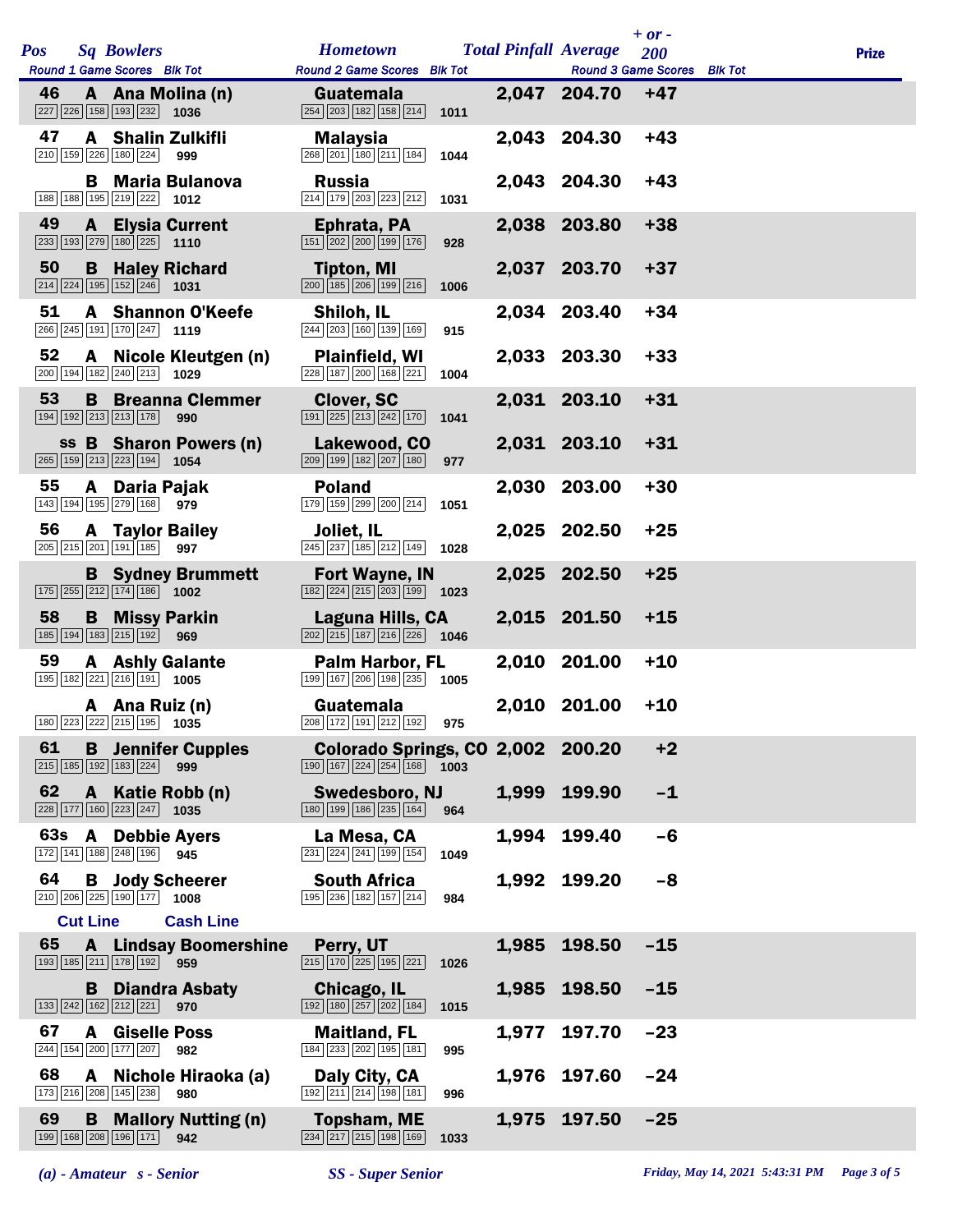| Pos | Sq | Bowlers | Round 1 Game Scores | Blk Tot | Hometown | Round 2 Game Scores | Blk Tot | Total Pinfall | Average | + or - 200 | Round 3 Game Scores | Blk Tot | Prize |
|---|---|---|---|---|---|---|---|---|---|---|---|---|---|
| 46 | A | Ana Molina (n) | 227 226 158 193 232 | 1036 | Guatemala | 254 203 182 158 214 | 1011 | 2,047 | 204.70 | +47 | | | |
| 47 | A | Shalin Zulkifli | 210 159 226 180 224 | 999 | Malaysia | 268 201 180 211 184 | 1044 | 2,043 | 204.30 | +43 | | | |
| | B | Maria Bulanova | 188 188 195 219 222 | 1012 | Russia | 214 179 203 223 212 | 1031 | 2,043 | 204.30 | +43 | | | |
| 49 | A | Elysia Current | 233 193 279 180 225 | 1110 | Ephrata, PA | 151 202 200 199 176 | 928 | 2,038 | 203.80 | +38 | | | |
| 50 | B | Haley Richard | 214 224 195 152 246 | 1031 | Tipton, MI | 200 185 206 199 216 | 1006 | 2,037 | 203.70 | +37 | | | |
| 51 | A | Shannon O'Keefe | 266 245 191 170 247 | 1119 | Shiloh, IL | 244 203 160 139 169 | 915 | 2,034 | 203.40 | +34 | | | |
| 52 | A | Nicole Kleutgen (n) | 200 194 182 240 213 | 1029 | Plainfield, WI | 228 187 200 168 221 | 1004 | 2,033 | 203.30 | +33 | | | |
| 53 | B | Breanna Clemmer | 194 192 213 213 178 | 990 | Clover, SC | 191 225 213 242 170 | 1041 | 2,031 | 203.10 | +31 | | | |
| ss | B | Sharon Powers (n) | 265 159 213 223 194 | 1054 | Lakewood, CO | 209 199 182 207 180 | 977 | 2,031 | 203.10 | +31 | | | |
| 55 | A | Daria Pajak | 143 194 195 279 168 | 979 | Poland | 179 159 299 200 214 | 1051 | 2,030 | 203.00 | +30 | | | |
| 56 | A | Taylor Bailey | 205 215 201 191 185 | 997 | Joliet, IL | 245 237 185 212 149 | 1028 | 2,025 | 202.50 | +25 | | | |
| | B | Sydney Brummett | 175 255 212 174 186 | 1002 | Fort Wayne, IN | 182 224 215 203 199 | 1023 | 2,025 | 202.50 | +25 | | | |
| 58 | B | Missy Parkin | 185 194 183 215 192 | 969 | Laguna Hills, CA | 202 215 187 216 226 | 1046 | 2,015 | 201.50 | +15 | | | |
| 59 | A | Ashly Galante | 195 182 221 216 191 | 1005 | Palm Harbor, FL | 199 167 206 198 235 | 1005 | 2,010 | 201.00 | +10 | | | |
| | A | Ana Ruiz (n) | 180 223 222 215 195 | 1035 | Guatemala | 208 172 191 212 192 | 975 | 2,010 | 201.00 | +10 | | | |
| 61 | B | Jennifer Cupples | 215 185 192 183 224 | 999 | Colorado Springs, CO | 190 167 224 254 168 | 1003 | 2,002 | 200.20 | +2 | | | |
| 62 | A | Katie Robb (n) | 228 177 160 223 247 | 1035 | Swedesboro, NJ | 180 199 186 235 164 | 964 | 1,999 | 199.90 | -1 | | | |
| 63s | A | Debbie Ayers | 172 141 188 248 196 | 945 | La Mesa, CA | 231 224 241 199 154 | 1049 | 1,994 | 199.40 | -6 | | | |
| 64 | B | Jody Scheerer | 210 206 225 190 177 | 1008 | South Africa | 195 236 182 157 214 | 984 | 1,992 | 199.20 | -8 | | | |
| **Cut Line** | | **Cash Line** | | | | | | | | | | | |
| 65 | A | Lindsay Boomershine | 193 185 211 178 192 | 959 | Perry, UT | 215 170 225 195 221 | 1026 | 1,985 | 198.50 | -15 | | | |
| | B | Diandra Asbaty | 133 242 162 212 221 | 970 | Chicago, IL | 192 180 257 202 184 | 1015 | 1,985 | 198.50 | -15 | | | |
| 67 | A | Giselle Poss | 244 154 200 177 207 | 982 | Maitland, FL | 184 233 202 195 181 | 995 | 1,977 | 197.70 | -23 | | | |
| 68 | A | Nichole Hiraoka (a) | 173 216 208 145 238 | 980 | Daly City, CA | 192 211 214 198 181 | 996 | 1,976 | 197.60 | -24 | | | |
| 69 | B | Mallory Nutting (n) | 199 168 208 196 171 | 942 | Topsham, ME | 234 217 215 198 169 | 1033 | 1,975 | 197.50 | -25 | | | |

*(a) - Amateur   s - Senior*   *SS - Super Senior*   *Friday, May 14, 2021 5:43:31 PM*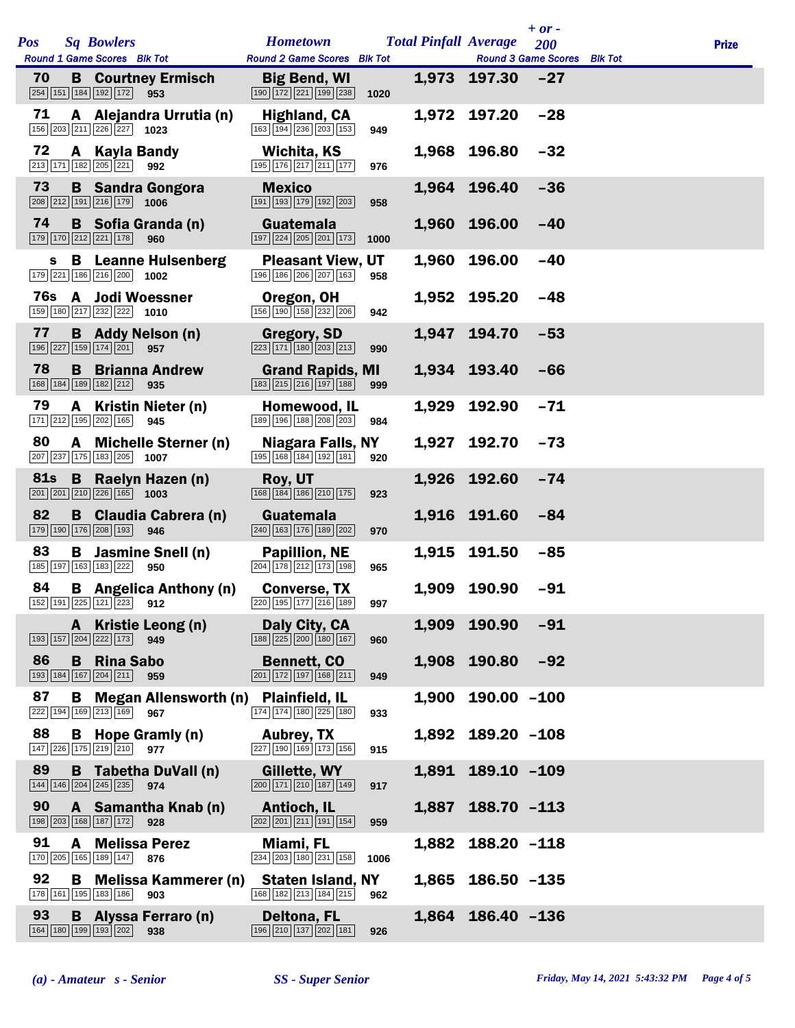| Pos | Sq | Bowlers | Hometown | Total Pinfall | Average | + or - 200 | Prize |
|---|---|---|---|---|---|---|---|
| | | Round 1 Game Scores / Blk Tot | Round 2 Game Scores / Blk Tot | | | Round 3 Game Scores / Blk Tot | |
| 70 | B | Courtney Ermisch | Big Bend, WI | 1,973 | 197.30 | -27 | |
| | | 254 151 184 192 172 / 953 | 190 172 221 199 238 / 1020 | | | | |
| 71 | A | Alejandra Urrutia (n) | Highland, CA | 1,972 | 197.20 | -28 | |
| | | 156 203 211 226 227 / 1023 | 163 194 236 203 153 / 949 | | | | |
| 72 | A | Kayla Bandy | Wichita, KS | 1,968 | 196.80 | -32 | |
| | | 213 171 182 205 221 / 992 | 195 176 217 211 177 / 976 | | | | |
| 73 | B | Sandra Gongora | Mexico | 1,964 | 196.40 | -36 | |
| | | 208 212 191 216 179 / 1006 | 191 193 179 192 203 / 958 | | | | |
| 74 | B | Sofia Granda (n) | Guatemala | 1,960 | 196.00 | -40 | |
| | | 179 170 212 221 178 / 960 | 197 224 205 201 173 / 1000 | | | | |
| s | B | Leanne Hulsenberg | Pleasant View, UT | 1,960 | 196.00 | -40 | |
| | | 179 221 186 216 200 / 1002 | 196 186 206 207 163 / 958 | | | | |
| 76s | A | Jodi Woessner | Oregon, OH | 1,952 | 195.20 | -48 | |
| | | 159 180 217 232 222 / 1010 | 156 190 158 232 206 / 942 | | | | |
| 77 | B | Addy Nelson (n) | Gregory, SD | 1,947 | 194.70 | -53 | |
| | | 196 227 159 174 201 / 957 | 223 171 180 203 213 / 990 | | | | |
| 78 | B | Brianna Andrew | Grand Rapids, MI | 1,934 | 193.40 | -66 | |
| | | 168 184 189 182 212 / 935 | 183 215 216 197 188 / 999 | | | | |
| 79 | A | Kristin Nieter (n) | Homewood, IL | 1,929 | 192.90 | -71 | |
| | | 171 212 195 202 165 / 945 | 189 196 188 208 203 / 984 | | | | |
| 80 | A | Michelle Sterner (n) | Niagara Falls, NY | 1,927 | 192.70 | -73 | |
| | | 207 237 175 183 205 / 1007 | 195 168 184 192 181 / 920 | | | | |
| 81s | B | Raelyn Hazen (n) | Roy, UT | 1,926 | 192.60 | -74 | |
| | | 201 201 210 226 165 / 1003 | 168 184 186 210 175 / 923 | | | | |
| 82 | B | Claudia Cabrera (n) | Guatemala | 1,916 | 191.60 | -84 | |
| | | 179 190 176 208 193 / 946 | 240 163 176 189 202 / 970 | | | | |
| 83 | B | Jasmine Snell (n) | Papillion, NE | 1,915 | 191.50 | -85 | |
| | | 185 197 163 183 222 / 950 | 204 178 212 173 198 / 965 | | | | |
| 84 | B | Angelica Anthony (n) | Converse, TX | 1,909 | 190.90 | -91 | |
| | | 152 191 225 121 223 / 912 | 220 195 177 216 189 / 997 | | | | |
| | A | Kristie Leong (n) | Daly City, CA | 1,909 | 190.90 | -91 | |
| | | 193 157 204 222 173 / 949 | 188 225 200 180 167 / 960 | | | | |
| 86 | B | Rina Sabo | Bennett, CO | 1,908 | 190.80 | -92 | |
| | | 193 184 167 204 211 / 959 | 201 172 197 168 211 / 949 | | | | |
| 87 | B | Megan Allensworth (n) | Plainfield, IL | 1,900 | 190.00 | -100 | |
| | | 222 194 169 213 169 / 967 | 174 174 180 225 180 / 933 | | | | |
| 88 | B | Hope Gramly (n) | Aubrey, TX | 1,892 | 189.20 | -108 | |
| | | 147 226 175 219 210 / 977 | 227 190 169 173 156 / 915 | | | | |
| 89 | B | Tabetha DuVall (n) | Gillette, WY | 1,891 | 189.10 | -109 | |
| | | 144 146 204 245 235 / 974 | 200 171 210 187 149 / 917 | | | | |
| 90 | A | Samantha Knab (n) | Antioch, IL | 1,887 | 188.70 | -113 | |
| | | 198 203 168 187 172 / 928 | 202 201 211 191 154 / 959 | | | | |
| 91 | A | Melissa Perez | Miami, FL | 1,882 | 188.20 | -118 | |
| | | 170 205 165 189 147 / 876 | 234 203 180 231 158 / 1006 | | | | |
| 92 | B | Melissa Kammerer (n) | Staten Island, NY | 1,865 | 186.50 | -135 | |
| | | 178 161 195 183 186 / 903 | 168 182 213 184 215 / 962 | | | | |
| 93 | B | Alyssa Ferraro (n) | Deltona, FL | 1,864 | 186.40 | -136 | |
| | | 164 180 199 193 202 / 938 | 196 210 137 202 181 / 926 | | | | |

*(a) - Amateur   s - Senior*   *SS - Super Senior*   *Friday, May 14, 2021 5:43:32 PM*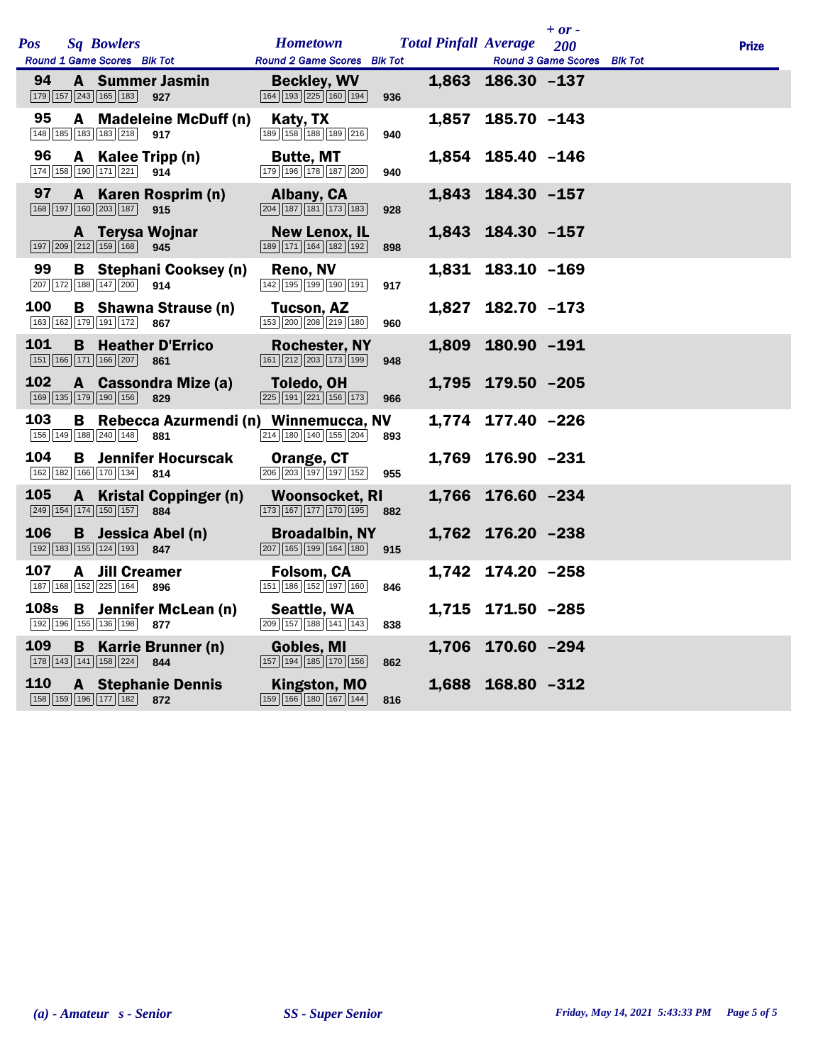| Pos | Sq | Bowlers | Hometown | Total Pinfall | Average | + or - 200 | Prize |
|---|---|---|---|---|---|---|---|
| Round 1 Game Scores | | Blk Tot | Round 2 Game Scores | Blk Tot | Round 3 Game Scores | Blk Tot | |
| 94 | A | Summer Jasmin | Beckley, WV | 1,863 | 186.30 | -137 | |
| 179 157 243 165 183 | | 927 | 164 193 225 160 194 | 936 | | | |
| 95 | A | Madeleine McDuff (n) | Katy, TX | 1,857 | 185.70 | -143 | |
| 148 185 183 183 218 | | 917 | 189 158 188 189 216 | 940 | | | |
| 96 | A | Kalee Tripp (n) | Butte, MT | 1,854 | 185.40 | -146 | |
| 174 158 190 171 221 | | 914 | 179 196 178 187 200 | 940 | | | |
| 97 | A | Karen Rosprim (n) | Albany, CA | 1,843 | 184.30 | -157 | |
| 168 197 160 203 187 | | 915 | 204 187 181 173 183 | 928 | | | |
| | A | Terysa Wojnar | New Lenox, IL | 1,843 | 184.30 | -157 | |
| 197 209 212 159 168 | | 945 | 189 171 164 182 192 | 898 | | | |
| 99 | B | Stephani Cooksey (n) | Reno, NV | 1,831 | 183.10 | -169 | |
| 207 172 188 147 200 | | 914 | 142 195 199 190 191 | 917 | | | |
| 100 | B | Shawna Strause (n) | Tucson, AZ | 1,827 | 182.70 | -173 | |
| 163 162 179 191 172 | | 867 | 153 200 208 219 180 | 960 | | | |
| 101 | B | Heather D'Errico | Rochester, NY | 1,809 | 180.90 | -191 | |
| 151 166 171 166 207 | | 861 | 161 212 203 173 199 | 948 | | | |
| 102 | A | Cassondra Mize (a) | Toledo, OH | 1,795 | 179.50 | -205 | |
| 169 135 179 190 156 | | 829 | 225 191 221 156 173 | 966 | | | |
| 103 | B | Rebecca Azurmendi (n) | Winnemucca, NV | 1,774 | 177.40 | -226 | |
| 156 149 188 240 148 | | 881 | 214 180 140 155 204 | 893 | | | |
| 104 | B | Jennifer Hocurscak | Orange, CT | 1,769 | 176.90 | -231 | |
| 162 182 166 170 134 | | 814 | 206 203 197 197 152 | 955 | | | |
| 105 | A | Kristal Coppinger (n) | Woonsocket, RI | 1,766 | 176.60 | -234 | |
| 249 154 174 150 157 | | 884 | 173 167 177 170 195 | 882 | | | |
| 106 | B | Jessica Abel (n) | Broadalbin, NY | 1,762 | 176.20 | -238 | |
| 192 183 155 124 193 | | 847 | 207 165 199 164 180 | 915 | | | |
| 107 | A | Jill Creamer | Folsom, CA | 1,742 | 174.20 | -258 | |
| 187 168 152 225 164 | | 896 | 151 186 152 197 160 | 846 | | | |
| 108s | B | Jennifer McLean (n) | Seattle, WA | 1,715 | 171.50 | -285 | |
| 192 196 155 136 198 | | 877 | 209 157 188 141 143 | 838 | | | |
| 109 | B | Karrie Brunner (n) | Gobles, MI | 1,706 | 170.60 | -294 | |
| 178 143 141 158 224 | | 844 | 157 194 185 170 156 | 862 | | | |
| 110 | A | Stephanie Dennis | Kingston, MO | 1,688 | 168.80 | -312 | |
| 158 159 196 177 182 | | 872 | 159 166 180 167 144 | 816 | | | |

*(a) - Amateur   s - Senior*   *SS - Super Senior*   *Friday, May 14, 2021 5:43:33 PM*